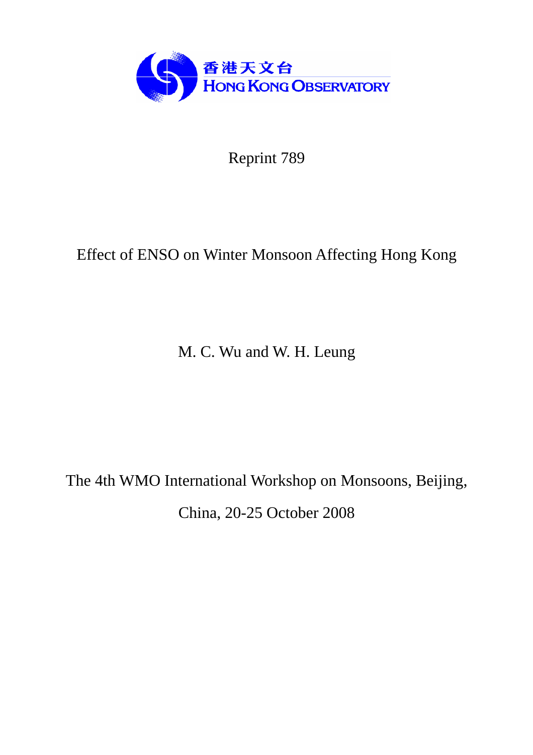香港天文台
HONG KONG OBSERVATORY

Reprint 789

# Effect of ENSO on Winter Monsoon Affecting Hong Kong

M. C. Wu and W. H. Leung

The 4th WMO International Workshop on Monsoons, Beijing,

China, 20-25 October 2008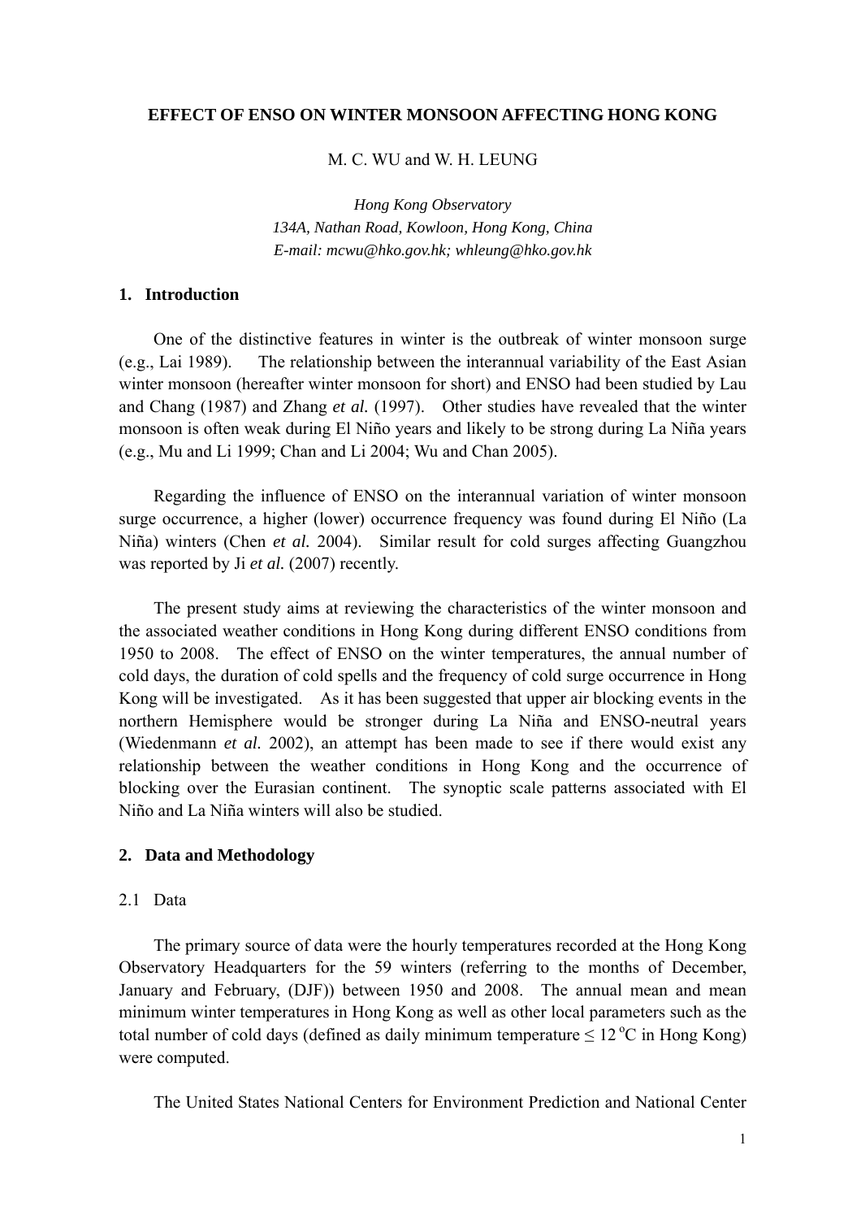**EFFECT OF ENSO ON WINTER MONSOON AFFECTING HONG KONG**

M. C. WU and W. H. LEUNG

*Hong Kong Observatory*
*134A, Nathan Road, Kowloon, Hong Kong, China*
*E-mail: mcwu@hko.gov.hk; whleung@hko.gov.hk*

## 1. Introduction

One of the distinctive features in winter is the outbreak of winter monsoon surge (e.g., Lai 1989). The relationship between the interannual variability of the East Asian winter monsoon (hereafter winter monsoon for short) and ENSO had been studied by Lau and Chang (1987) and Zhang *et al.* (1997). Other studies have revealed that the winter monsoon is often weak during El Niño years and likely to be strong during La Niña years (e.g., Mu and Li 1999; Chan and Li 2004; Wu and Chan 2005).

Regarding the influence of ENSO on the interannual variation of winter monsoon surge occurrence, a higher (lower) occurrence frequency was found during El Niño (La Niña) winters (Chen *et al.* 2004). Similar result for cold surges affecting Guangzhou was reported by Ji *et al.* (2007) recently.

The present study aims at reviewing the characteristics of the winter monsoon and the associated weather conditions in Hong Kong during different ENSO conditions from 1950 to 2008. The effect of ENSO on the winter temperatures, the annual number of cold days, the duration of cold spells and the frequency of cold surge occurrence in Hong Kong will be investigated. As it has been suggested that upper air blocking events in the northern Hemisphere would be stronger during La Niña and ENSO-neutral years (Wiedenmann *et al.* 2002), an attempt has been made to see if there would exist any relationship between the weather conditions in Hong Kong and the occurrence of blocking over the Eurasian continent. The synoptic scale patterns associated with El Niño and La Niña winters will also be studied.

## 2. Data and Methodology

### 2.1 Data

The primary source of data were the hourly temperatures recorded at the Hong Kong Observatory Headquarters for the 59 winters (referring to the months of December, January and February, (DJF)) between 1950 and 2008. The annual mean and mean minimum winter temperatures in Hong Kong as well as other local parameters such as the total number of cold days (defined as daily minimum temperature ≤ 12 $^{o}$C in Hong Kong) were computed.

The United States National Centers for Environment Prediction and National Center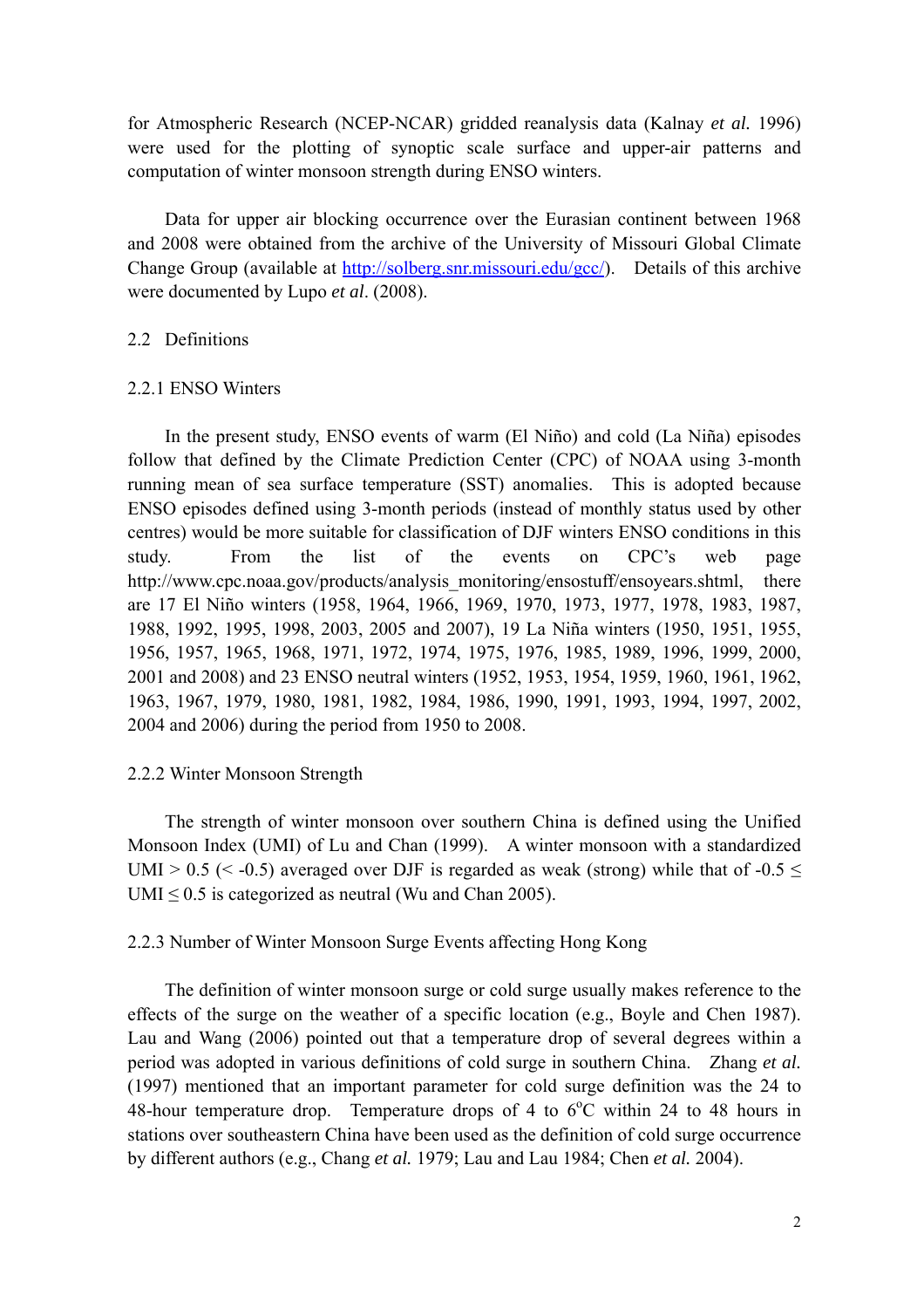for Atmospheric Research (NCEP-NCAR) gridded reanalysis data (Kalnay *et al.* 1996) were used for the plotting of synoptic scale surface and upper-air patterns and computation of winter monsoon strength during ENSO winters.

Data for upper air blocking occurrence over the Eurasian continent between 1968 and 2008 were obtained from the archive of the University of Missouri Global Climate Change Group (available at [http://solberg.snr.missouri.edu/gcc/](http://solberg.snr.missouri.edu/gcc/)). Details of this archive were documented by Lupo *et al*. (2008).

## 2.2 Definitions

### 2.2.1 ENSO Winters

In the present study, ENSO events of warm (El Niño) and cold (La Niña) episodes follow that defined by the Climate Prediction Center (CPC) of NOAA using 3-month running mean of sea surface temperature (SST) anomalies. This is adopted because ENSO episodes defined using 3-month periods (instead of monthly status used by other centres) would be more suitable for classification of DJF winters ENSO conditions in this study. From the list of the events on CPC's web page http://www.cpc.noaa.gov/products/analysis_monitoring/ensostuff/ensoyears.shtml, there are 17 El Niño winters (1958, 1964, 1966, 1969, 1970, 1973, 1977, 1978, 1983, 1987, 1988, 1992, 1995, 1998, 2003, 2005 and 2007), 19 La Niña winters (1950, 1951, 1955, 1956, 1957, 1965, 1968, 1971, 1972, 1974, 1975, 1976, 1985, 1989, 1996, 1999, 2000, 2001 and 2008) and 23 ENSO neutral winters (1952, 1953, 1954, 1959, 1960, 1961, 1962, 1963, 1967, 1979, 1980, 1981, 1982, 1984, 1986, 1990, 1991, 1993, 1994, 1997, 2002, 2004 and 2006) during the period from 1950 to 2008.

### 2.2.2 Winter Monsoon Strength

The strength of winter monsoon over southern China is defined using the Unified Monsoon Index (UMI) of Lu and Chan (1999). A winter monsoon with a standardized UMI $> 0.5$ ($< -0.5$) averaged over DJF is regarded as weak (strong) while that of $-0.5 \leq$ UMI $\leq 0.5$ is categorized as neutral (Wu and Chan 2005).

### 2.2.3 Number of Winter Monsoon Surge Events affecting Hong Kong

The definition of winter monsoon surge or cold surge usually makes reference to the effects of the surge on the weather of a specific location (e.g., Boyle and Chen 1987). Lau and Wang (2006) pointed out that a temperature drop of several degrees within a period was adopted in various definitions of cold surge in southern China. Zhang *et al.* (1997) mentioned that an important parameter for cold surge definition was the 24 to 48-hour temperature drop. Temperature drops of 4 to $6^{o}$C within 24 to 48 hours in stations over southeastern China have been used as the definition of cold surge occurrence by different authors (e.g., Chang *et al.* 1979; Lau and Lau 1984; Chen *et al.* 2004).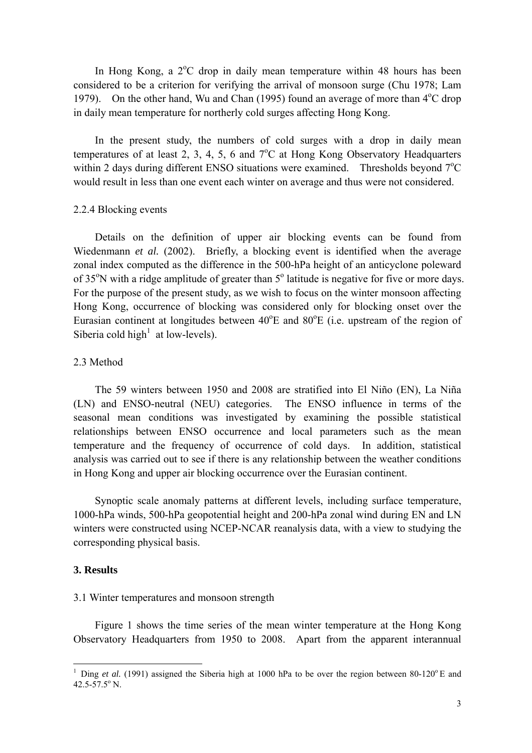In Hong Kong, a 2$^{o}$C drop in daily mean temperature within 48 hours has been considered to be a criterion for verifying the arrival of monsoon surge (Chu 1978; Lam 1979). On the other hand, Wu and Chan (1995) found an average of more than 4$^{o}$C drop in daily mean temperature for northerly cold surges affecting Hong Kong.

In the present study, the numbers of cold surges with a drop in daily mean temperatures of at least 2, 3, 4, 5, 6 and 7$^{o}$C at Hong Kong Observatory Headquarters within 2 days during different ENSO situations were examined. Thresholds beyond 7$^{o}$C would result in less than one event each winter on average and thus were not considered.

### 2.2.4 Blocking events

Details on the definition of upper air blocking events can be found from Wiedenmann *et al.* (2002). Briefly, a blocking event is identified when the average zonal index computed as the difference in the 500-hPa height of an anticyclone poleward of 35$^{o}$N with a ridge amplitude of greater than 5$^{o}$ latitude is negative for five or more days. For the purpose of the present study, as we wish to focus on the winter monsoon affecting Hong Kong, occurrence of blocking was considered only for blocking onset over the Eurasian continent at longitudes between 40$^{o}$E and 80$^{o}$E (i.e. upstream of the region of Siberia cold high[1] at low-levels).

### 2.3 Method

The 59 winters between 1950 and 2008 are stratified into El Niño (EN), La Niña (LN) and ENSO-neutral (NEU) categories. The ENSO influence in terms of the seasonal mean conditions was investigated by examining the possible statistical relationships between ENSO occurrence and local parameters such as the mean temperature and the frequency of occurrence of cold days. In addition, statistical analysis was carried out to see if there is any relationship between the weather conditions in Hong Kong and upper air blocking occurrence over the Eurasian continent.

Synoptic scale anomaly patterns at different levels, including surface temperature, 1000-hPa winds, 500-hPa geopotential height and 200-hPa zonal wind during EN and LN winters were constructed using NCEP-NCAR reanalysis data, with a view to studying the corresponding physical basis.

## 3. Results

### 3.1 Winter temperatures and monsoon strength

Figure 1 shows the time series of the mean winter temperature at the Hong Kong Observatory Headquarters from 1950 to 2008. Apart from the apparent interannual

[1] Ding *et al.* (1991) assigned the Siberia high at 1000 hPa to be over the region between 80-120$^{o}$E and 42.5-57.5$^{o}$N.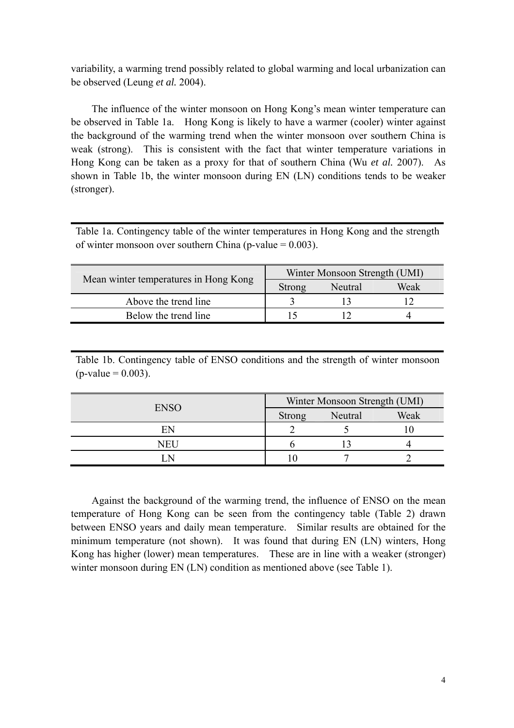variability, a warming trend possibly related to global warming and local urbanization can be observed (Leung *et al.* 2004).

The influence of the winter monsoon on Hong Kong's mean winter temperature can be observed in Table 1a. Hong Kong is likely to have a warmer (cooler) winter against the background of the warming trend when the winter monsoon over southern China is weak (strong). This is consistent with the fact that winter temperature variations in Hong Kong can be taken as a proxy for that of southern China (Wu *et al.* 2007). As shown in Table 1b, the winter monsoon during EN (LN) conditions tends to be weaker (stronger).

Table 1a. Contingency table of the winter temperatures in Hong Kong and the strength of winter monsoon over southern China (p-value = 0.003).

| Mean winter temperatures in Hong Kong | Winter Monsoon Strength (UMI) | | |
|---|---|---|---|
| | Strong | Neutral | Weak |
| Above the trend line | 3 | 13 | 12 |
| Below the trend line | 15 | 12 | 4 |

Table 1b. Contingency table of ENSO conditions and the strength of winter monsoon (p-value = 0.003).

| ENSO | Winter Monsoon Strength (UMI) | | |
|---|---|---|---|
| | Strong | Neutral | Weak |
| EN | 2 | 5 | 10 |
| NEU | 6 | 13 | 4 |
| LN | 10 | 7 | 2 |

Against the background of the warming trend, the influence of ENSO on the mean temperature of Hong Kong can be seen from the contingency table (Table 2) drawn between ENSO years and daily mean temperature. Similar results are obtained for the minimum temperature (not shown). It was found that during EN (LN) winters, Hong Kong has higher (lower) mean temperatures. These are in line with a weaker (stronger) winter monsoon during EN (LN) condition as mentioned above (see Table 1).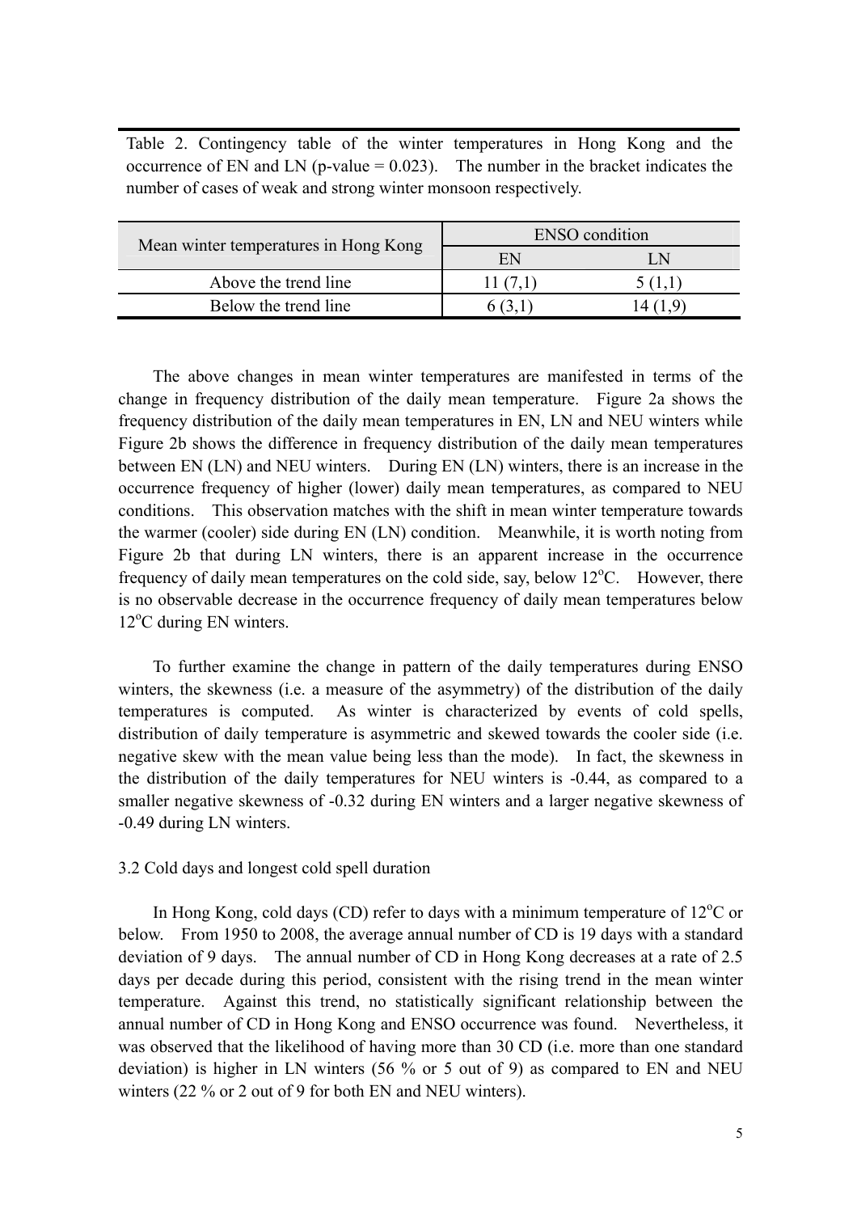Table 2. Contingency table of the winter temperatures in Hong Kong and the occurrence of EN and LN (p-value = 0.023). The number in the bracket indicates the number of cases of weak and strong winter monsoon respectively.

| Mean winter temperatures in Hong Kong | ENSO condition | |
|---|---|---|
| | EN | LN |
| Above the trend line | 11 (7,1) | 5 (1,1) |
| Below the trend line | 6 (3,1) | 14 (1,9) |

The above changes in mean winter temperatures are manifested in terms of the change in frequency distribution of the daily mean temperature. Figure 2a shows the frequency distribution of the daily mean temperatures in EN, LN and NEU winters while Figure 2b shows the difference in frequency distribution of the daily mean temperatures between EN (LN) and NEU winters. During EN (LN) winters, there is an increase in the occurrence frequency of higher (lower) daily mean temperatures, as compared to NEU conditions. This observation matches with the shift in mean winter temperature towards the warmer (cooler) side during EN (LN) condition. Meanwhile, it is worth noting from Figure 2b that during LN winters, there is an apparent increase in the occurrence frequency of daily mean temperatures on the cold side, say, below 12°C. However, there is no observable decrease in the occurrence frequency of daily mean temperatures below 12°C during EN winters.

To further examine the change in pattern of the daily temperatures during ENSO winters, the skewness (i.e. a measure of the asymmetry) of the distribution of the daily temperatures is computed. As winter is characterized by events of cold spells, distribution of daily temperature is asymmetric and skewed towards the cooler side (i.e. negative skew with the mean value being less than the mode). In fact, the skewness in the distribution of the daily temperatures for NEU winters is -0.44, as compared to a smaller negative skewness of -0.32 during EN winters and a larger negative skewness of -0.49 during LN winters.

### 3.2 Cold days and longest cold spell duration

In Hong Kong, cold days (CD) refer to days with a minimum temperature of 12°C or below. From 1950 to 2008, the average annual number of CD is 19 days with a standard deviation of 9 days. The annual number of CD in Hong Kong decreases at a rate of 2.5 days per decade during this period, consistent with the rising trend in the mean winter temperature. Against this trend, no statistically significant relationship between the annual number of CD in Hong Kong and ENSO occurrence was found. Nevertheless, it was observed that the likelihood of having more than 30 CD (i.e. more than one standard deviation) is higher in LN winters (56 % or 5 out of 9) as compared to EN and NEU winters (22 % or 2 out of 9 for both EN and NEU winters).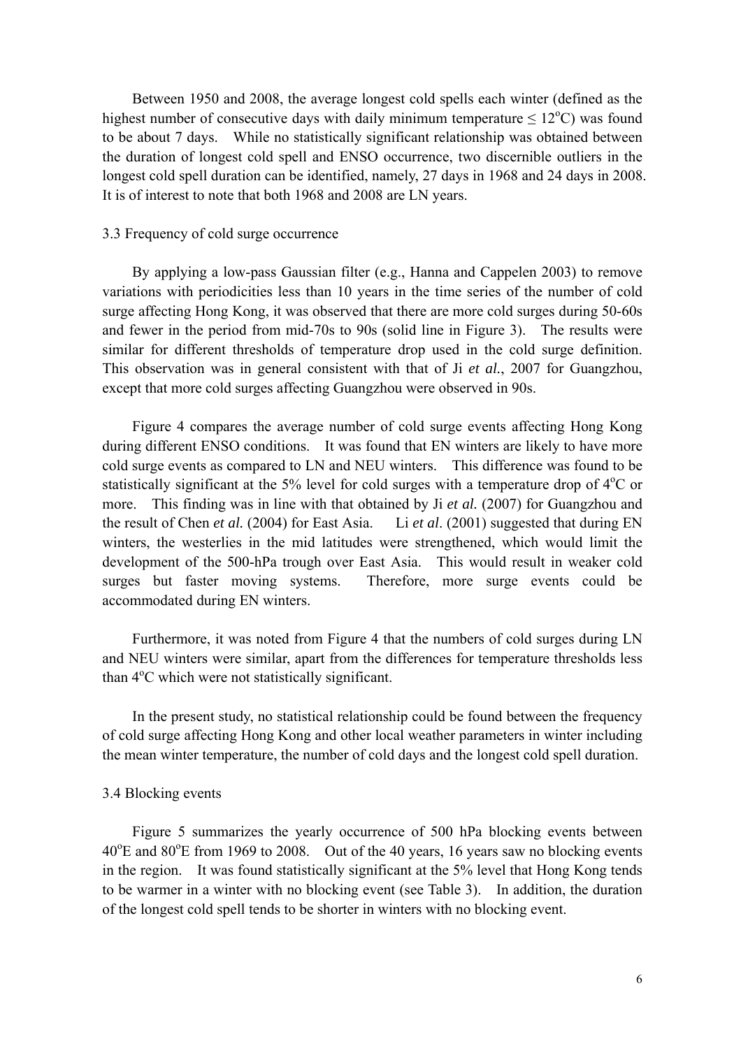Between 1950 and 2008, the average longest cold spells each winter (defined as the highest number of consecutive days with daily minimum temperature ≤ 12$^{o}$C) was found to be about 7 days. While no statistically significant relationship was obtained between the duration of longest cold spell and ENSO occurrence, two discernible outliers in the longest cold spell duration can be identified, namely, 27 days in 1968 and 24 days in 2008. It is of interest to note that both 1968 and 2008 are LN years.

### 3.3 Frequency of cold surge occurrence

By applying a low-pass Gaussian filter (e.g., Hanna and Cappelen 2003) to remove variations with periodicities less than 10 years in the time series of the number of cold surge affecting Hong Kong, it was observed that there are more cold surges during 50-60s and fewer in the period from mid-70s to 90s (solid line in Figure 3). The results were similar for different thresholds of temperature drop used in the cold surge definition. This observation was in general consistent with that of Ji *et al.*, 2007 for Guangzhou, except that more cold surges affecting Guangzhou were observed in 90s.

Figure 4 compares the average number of cold surge events affecting Hong Kong during different ENSO conditions. It was found that EN winters are likely to have more cold surge events as compared to LN and NEU winters. This difference was found to be statistically significant at the 5% level for cold surges with a temperature drop of 4$^{o}$C or more. This finding was in line with that obtained by Ji *et al.* (2007) for Guangzhou and the result of Chen *et al.* (2004) for East Asia. Li *et al*. (2001) suggested that during EN winters, the westerlies in the mid latitudes were strengthened, which would limit the development of the 500-hPa trough over East Asia. This would result in weaker cold surges but faster moving systems. Therefore, more surge events could be accommodated during EN winters.

Furthermore, it was noted from Figure 4 that the numbers of cold surges during LN and NEU winters were similar, apart from the differences for temperature thresholds less than 4$^{o}$C which were not statistically significant.

In the present study, no statistical relationship could be found between the frequency of cold surge affecting Hong Kong and other local weather parameters in winter including the mean winter temperature, the number of cold days and the longest cold spell duration.

### 3.4 Blocking events

Figure 5 summarizes the yearly occurrence of 500 hPa blocking events between 40$^{o}$E and 80$^{o}$E from 1969 to 2008. Out of the 40 years, 16 years saw no blocking events in the region. It was found statistically significant at the 5% level that Hong Kong tends to be warmer in a winter with no blocking event (see Table 3). In addition, the duration of the longest cold spell tends to be shorter in winters with no blocking event.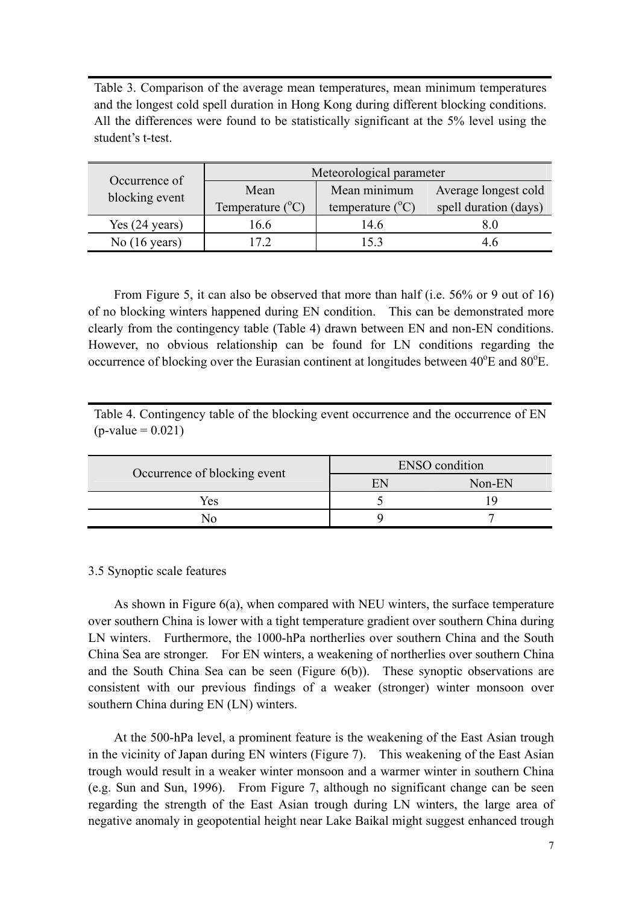Table 3. Comparison of the average mean temperatures, mean minimum temperatures and the longest cold spell duration in Hong Kong during different blocking conditions. All the differences were found to be statistically significant at the 5% level using the student's t-test.

| Occurrence of blocking event | Meteorological parameter | | |
|---|---|---|---|
| | Mean Temperature (°C) | Mean minimum temperature (°C) | Average longest cold spell duration (days) |
| Yes (24 years) | 16.6 | 14.6 | 8.0 |
| No (16 years) | 17.2 | 15.3 | 4.6 |

From Figure 5, it can also be observed that more than half (i.e. 56% or 9 out of 16) of no blocking winters happened during EN condition. This can be demonstrated more clearly from the contingency table (Table 4) drawn between EN and non-EN conditions. However, no obvious relationship can be found for LN conditions regarding the occurrence of blocking over the Eurasian continent at longitudes between 40°E and 80°E.

Table 4. Contingency table of the blocking event occurrence and the occurrence of EN (p-value = 0.021)

| Occurrence of blocking event | ENSO condition | |
|---|---|---|
| | EN | Non-EN |
| Yes | 5 | 19 |
| No | 9 | 7 |

3.5 Synoptic scale features

As shown in Figure 6(a), when compared with NEU winters, the surface temperature over southern China is lower with a tight temperature gradient over southern China during LN winters. Furthermore, the 1000-hPa northerlies over southern China and the South China Sea are stronger. For EN winters, a weakening of northerlies over southern China and the South China Sea can be seen (Figure 6(b)). These synoptic observations are consistent with our previous findings of a weaker (stronger) winter monsoon over southern China during EN (LN) winters.

At the 500-hPa level, a prominent feature is the weakening of the East Asian trough in the vicinity of Japan during EN winters (Figure 7). This weakening of the East Asian trough would result in a weaker winter monsoon and a warmer winter in southern China (e.g. Sun and Sun, 1996). From Figure 7, although no significant change can be seen regarding the strength of the East Asian trough during LN winters, the large area of negative anomaly in geopotential height near Lake Baikal might suggest enhanced trough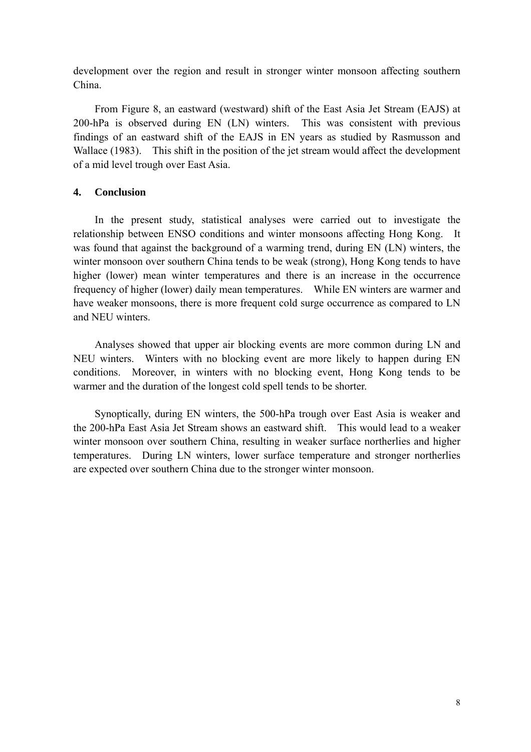development over the region and result in stronger winter monsoon affecting southern China.

From Figure 8, an eastward (westward) shift of the East Asia Jet Stream (EAJS) at 200-hPa is observed during EN (LN) winters. This was consistent with previous findings of an eastward shift of the EAJS in EN years as studied by Rasmusson and Wallace (1983). This shift in the position of the jet stream would affect the development of a mid level trough over East Asia.

## 4. Conclusion

In the present study, statistical analyses were carried out to investigate the relationship between ENSO conditions and winter monsoons affecting Hong Kong. It was found that against the background of a warming trend, during EN (LN) winters, the winter monsoon over southern China tends to be weak (strong), Hong Kong tends to have higher (lower) mean winter temperatures and there is an increase in the occurrence frequency of higher (lower) daily mean temperatures. While EN winters are warmer and have weaker monsoons, there is more frequent cold surge occurrence as compared to LN and NEU winters.

Analyses showed that upper air blocking events are more common during LN and NEU winters. Winters with no blocking event are more likely to happen during EN conditions. Moreover, in winters with no blocking event, Hong Kong tends to be warmer and the duration of the longest cold spell tends to be shorter.

Synoptically, during EN winters, the 500-hPa trough over East Asia is weaker and the 200-hPa East Asia Jet Stream shows an eastward shift. This would lead to a weaker winter monsoon over southern China, resulting in weaker surface northerlies and higher temperatures. During LN winters, lower surface temperature and stronger northerlies are expected over southern China due to the stronger winter monsoon.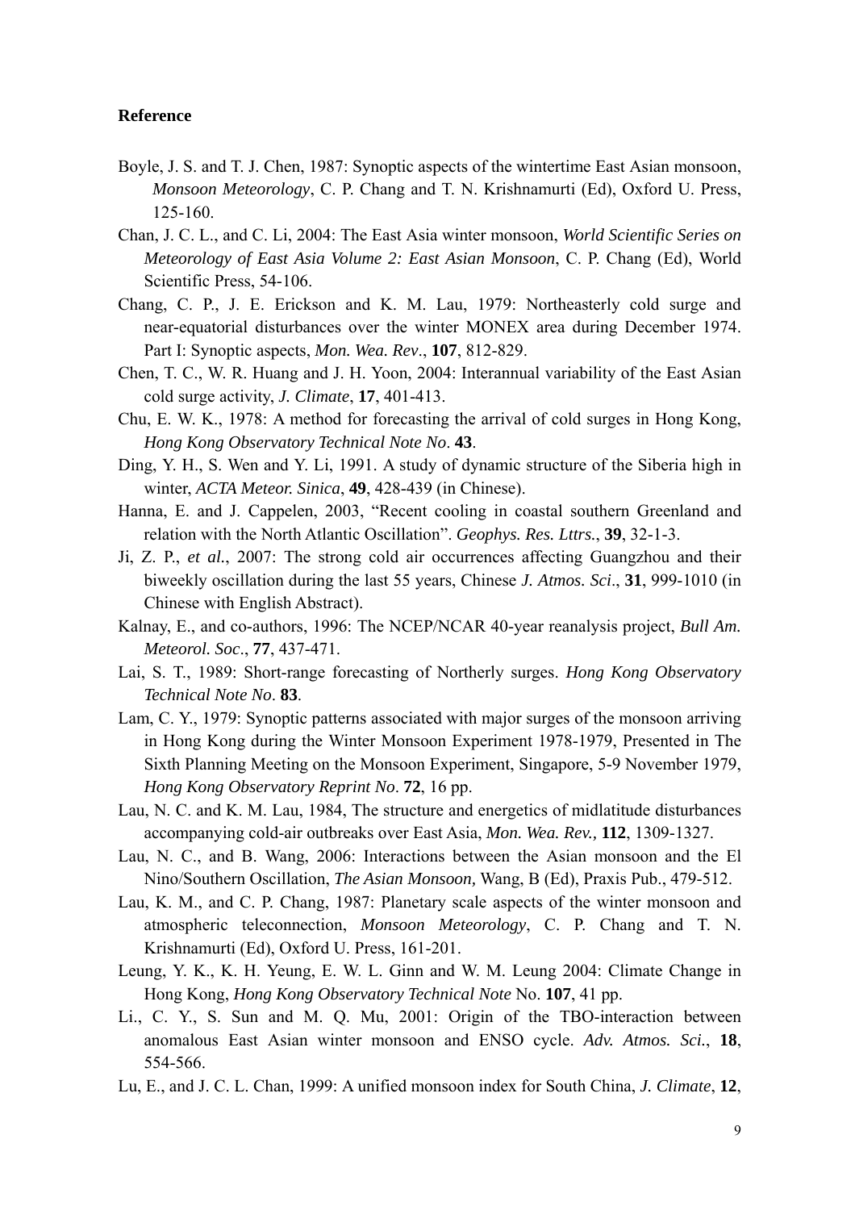**Reference**

Boyle, J. S. and T. J. Chen, 1987: Synoptic aspects of the wintertime East Asian monsoon, *Monsoon Meteorology*, C. P. Chang and T. N. Krishnamurti (Ed), Oxford U. Press, 125-160.

Chan, J. C. L., and C. Li, 2004: The East Asia winter monsoon, *World Scientific Series on Meteorology of East Asia Volume 2: East Asian Monsoon*, C. P. Chang (Ed), World Scientific Press, 54-106.

Chang, C. P., J. E. Erickson and K. M. Lau, 1979: Northeasterly cold surge and near-equatorial disturbances over the winter MONEX area during December 1974. Part I: Synoptic aspects, *Mon. Wea. Rev*., **107**, 812-829.

Chen, T. C., W. R. Huang and J. H. Yoon, 2004: Interannual variability of the East Asian cold surge activity, *J. Climate*, **17**, 401-413.

Chu, E. W. K., 1978: A method for forecasting the arrival of cold surges in Hong Kong, *Hong Kong Observatory Technical Note No*. **43**.

Ding, Y. H., S. Wen and Y. Li, 1991. A study of dynamic structure of the Siberia high in winter, *ACTA Meteor. Sinica*, **49**, 428-439 (in Chinese).

Hanna, E. and J. Cappelen, 2003, "Recent cooling in coastal southern Greenland and relation with the North Atlantic Oscillation". *Geophys. Res. Lttrs.*, **39**, 32-1-3.

Ji, Z. P., *et al.*, 2007: The strong cold air occurrences affecting Guangzhou and their biweekly oscillation during the last 55 years, Chinese *J. Atmos. Sci*., **31**, 999-1010 (in Chinese with English Abstract).

Kalnay, E., and co-authors, 1996: The NCEP/NCAR 40-year reanalysis project, *Bull Am. Meteorol. Soc*., **77**, 437-471.

Lai, S. T., 1989: Short-range forecasting of Northerly surges. *Hong Kong Observatory Technical Note No*. **83**.

Lam, C. Y., 1979: Synoptic patterns associated with major surges of the monsoon arriving in Hong Kong during the Winter Monsoon Experiment 1978-1979, Presented in The Sixth Planning Meeting on the Monsoon Experiment, Singapore, 5-9 November 1979, *Hong Kong Observatory Reprint No*. **72**, 16 pp.

Lau, N. C. and K. M. Lau, 1984, The structure and energetics of midlatitude disturbances accompanying cold-air outbreaks over East Asia, *Mon. Wea. Rev.,* **112**, 1309-1327.

Lau, N. C., and B. Wang, 2006: Interactions between the Asian monsoon and the El Nino/Southern Oscillation, *The Asian Monsoon,* Wang, B (Ed), Praxis Pub., 479-512.

Lau, K. M., and C. P. Chang, 1987: Planetary scale aspects of the winter monsoon and atmospheric teleconnection, *Monsoon Meteorology*, C. P. Chang and T. N. Krishnamurti (Ed), Oxford U. Press, 161-201.

Leung, Y. K., K. H. Yeung, E. W. L. Ginn and W. M. Leung 2004: Climate Change in Hong Kong, *Hong Kong Observatory Technical Note* No. **107**, 41 pp.

Li., C. Y., S. Sun and M. Q. Mu, 2001: Origin of the TBO-interaction between anomalous East Asian winter monsoon and ENSO cycle. *Adv. Atmos. Sci.*, **18**, 554-566.

Lu, E., and J. C. L. Chan, 1999: A unified monsoon index for South China, *J. Climate*, **12**,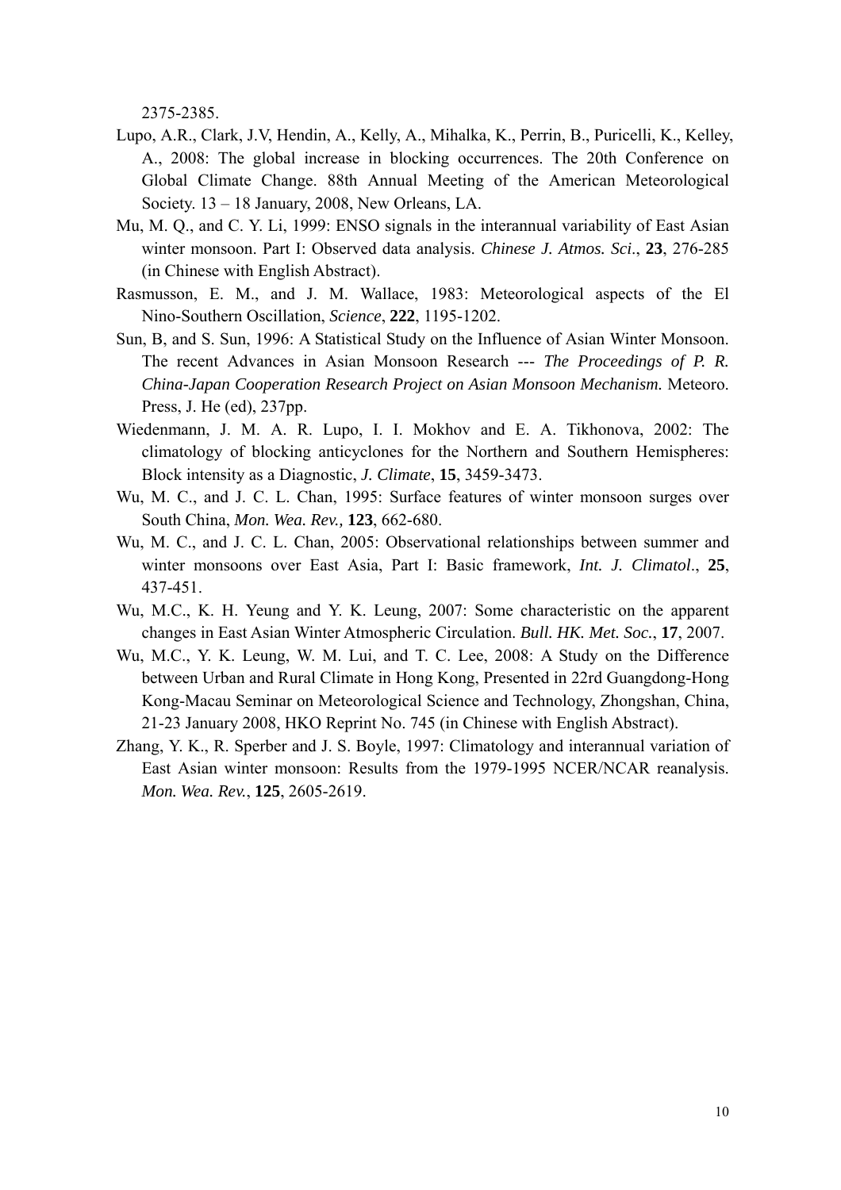2375-2385.

Lupo, A.R., Clark, J.V, Hendin, A., Kelly, A., Mihalka, K., Perrin, B., Puricelli, K., Kelley, A., 2008: The global increase in blocking occurrences. The 20th Conference on Global Climate Change. 88th Annual Meeting of the American Meteorological Society. 13 – 18 January, 2008, New Orleans, LA.

Mu, M. Q., and C. Y. Li, 1999: ENSO signals in the interannual variability of East Asian winter monsoon. Part I: Observed data analysis. *Chinese J. Atmos. Sci.*, **23**, 276-285 (in Chinese with English Abstract).

Rasmusson, E. M., and J. M. Wallace, 1983: Meteorological aspects of the El Nino-Southern Oscillation, *Science*, **222**, 1195-1202.

Sun, B, and S. Sun, 1996: A Statistical Study on the Influence of Asian Winter Monsoon. The recent Advances in Asian Monsoon Research --- *The Proceedings of P. R. China-Japan Cooperation Research Project on Asian Monsoon Mechanism.* Meteoro. Press, J. He (ed), 237pp.

Wiedenmann, J. M. A. R. Lupo, I. I. Mokhov and E. A. Tikhonova, 2002: The climatology of blocking anticyclones for the Northern and Southern Hemispheres: Block intensity as a Diagnostic, *J. Climate*, **15**, 3459-3473.

Wu, M. C., and J. C. L. Chan, 1995: Surface features of winter monsoon surges over South China, *Mon. Wea. Rev.,* **123**, 662-680.

Wu, M. C., and J. C. L. Chan, 2005: Observational relationships between summer and winter monsoons over East Asia, Part I: Basic framework, *Int. J. Climatol.*, **25**, 437-451.

Wu, M.C., K. H. Yeung and Y. K. Leung, 2007: Some characteristic on the apparent changes in East Asian Winter Atmospheric Circulation. *Bull. HK. Met. Soc.*, **17**, 2007.

Wu, M.C., Y. K. Leung, W. M. Lui, and T. C. Lee, 2008: A Study on the Difference between Urban and Rural Climate in Hong Kong, Presented in 22rd Guangdong-Hong Kong-Macau Seminar on Meteorological Science and Technology, Zhongshan, China, 21-23 January 2008, HKO Reprint No. 745 (in Chinese with English Abstract).

Zhang, Y. K., R. Sperber and J. S. Boyle, 1997: Climatology and interannual variation of East Asian winter monsoon: Results from the 1979-1995 NCER/NCAR reanalysis. *Mon. Wea. Rev.*, **125**, 2605-2619.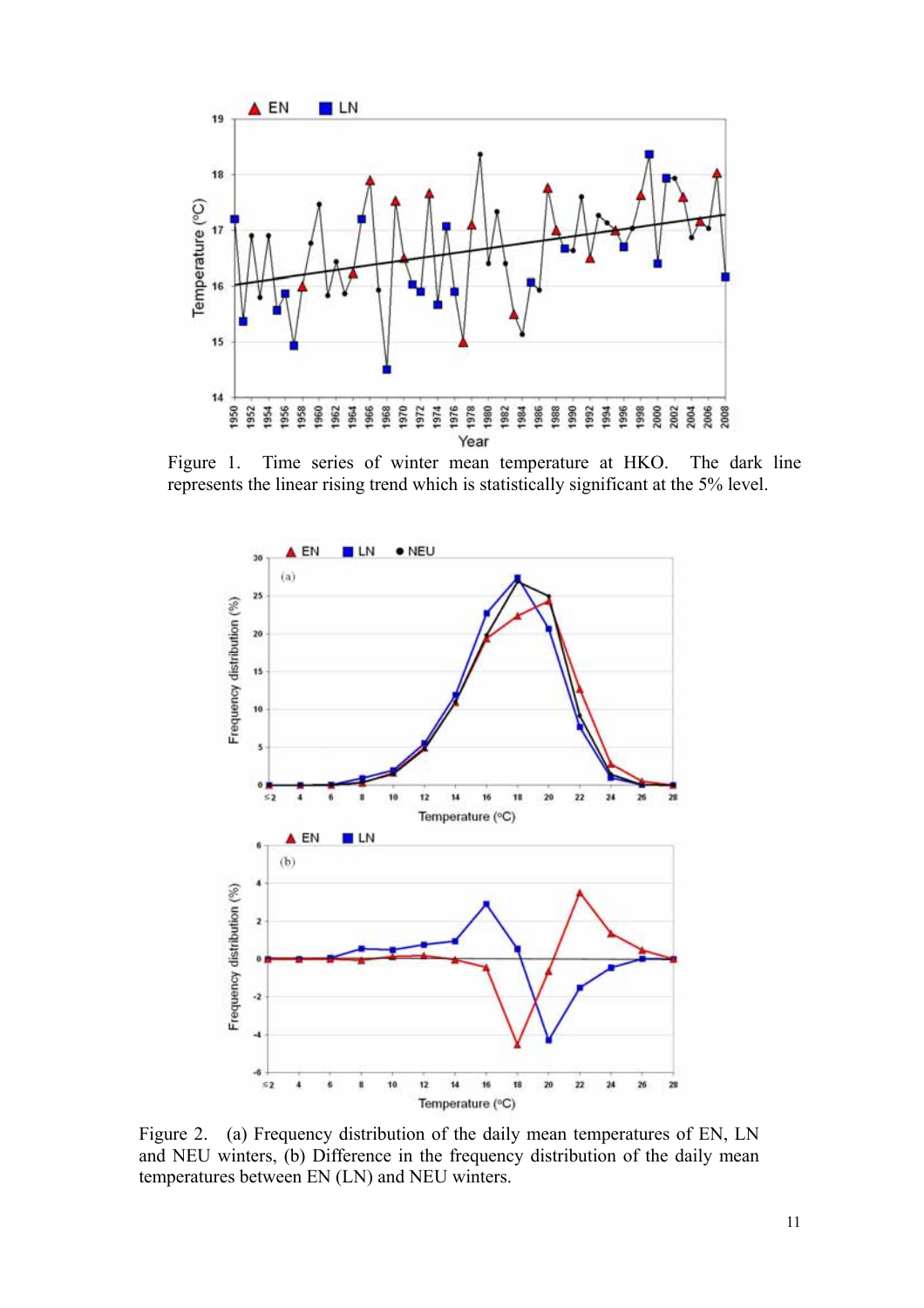Figure 1. Time series of winter mean temperature at HKO. The dark line represents the linear rising trend which is statistically significant at the 5% level.

Figure 2. (a) Frequency distribution of the daily mean temperatures of EN, LN and NEU winters, (b) Difference in the frequency distribution of the daily mean temperatures between EN (LN) and NEU winters.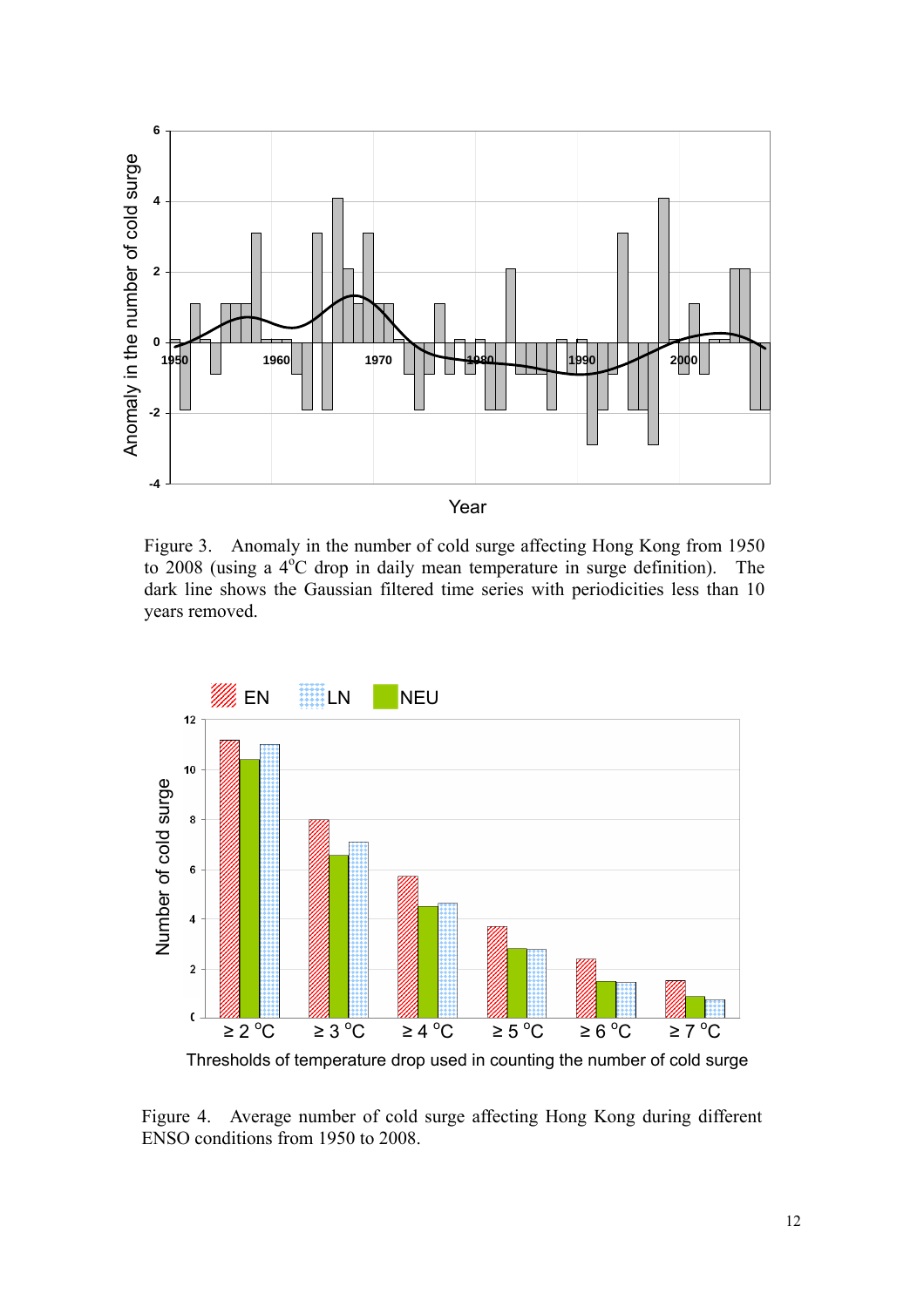Figure 3. Anomaly in the number of cold surge affecting Hong Kong from 1950 to 2008 (using a 4°C drop in daily mean temperature in surge definition). The dark line shows the Gaussian filtered time series with periodicities less than 10 years removed.

Figure 4. Average number of cold surge affecting Hong Kong during different ENSO conditions from 1950 to 2008.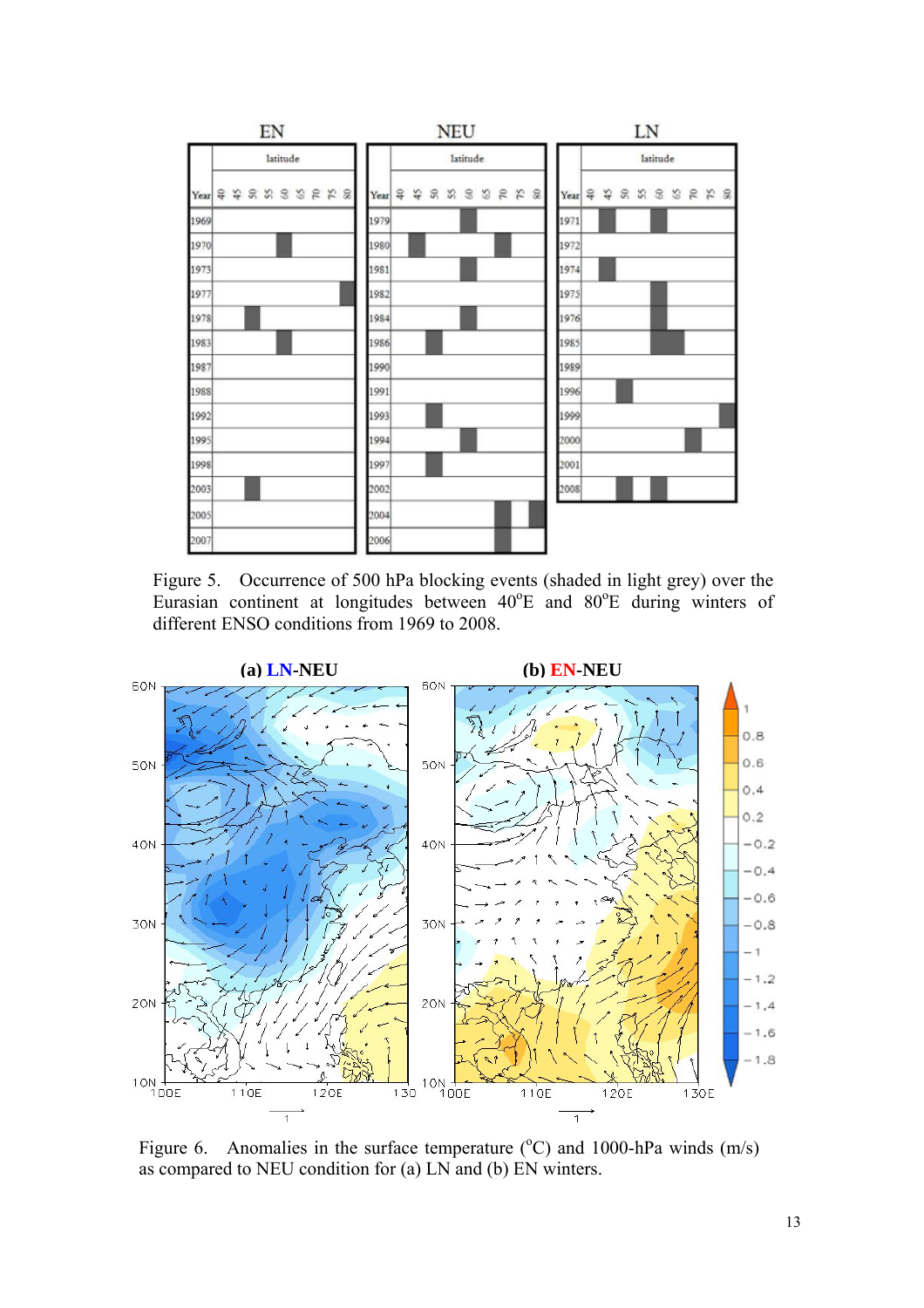Figure 5. Occurrence of 500 hPa blocking events (shaded in light grey) over the Eurasian continent at longitudes between 40°E and 80°E during winters of different ENSO conditions from 1969 to 2008.

Figure 6. Anomalies in the surface temperature (°C) and 1000-hPa winds (m/s) as compared to NEU condition for (a) LN and (b) EN winters.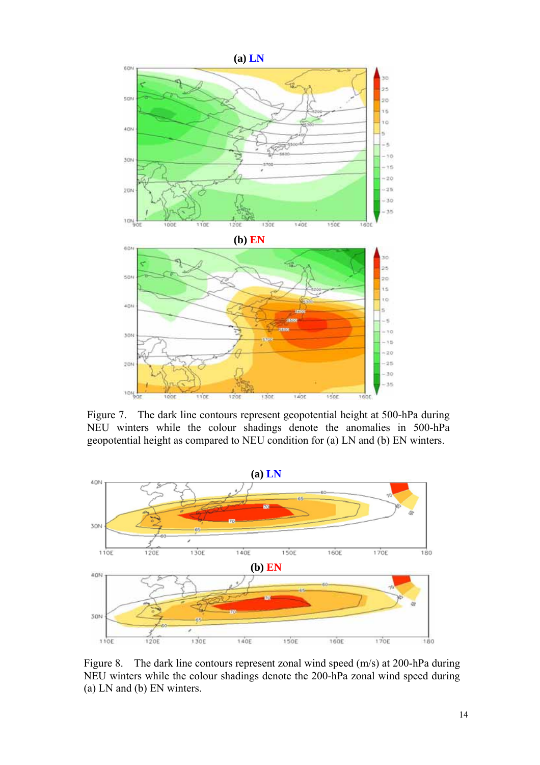(a) LN

60N
50N
40N
30N
20N
10N
90E 100E 110E 120E 130E 140E 150E 160E

5200
5300
5400
5500
5600
5700

30 25 20 15 10 5 -5 -10 -15 -20 -25 -30 -35

(b) EN

60N
50N
40N
30N
20N
10N
90E 100E 110E 120E 130E 140E 150E 160E

5200
5300
5400
5500
5600
5700

30 25 20 15 10 5 -5 -10 -15 -20 -25 -30 -35

Figure 7. The dark line contours represent geopotential height at 500-hPa during NEU winters while the colour shadings denote the anomalies in 500-hPa geopotential height as compared to NEU condition for (a) LN and (b) EN winters.

(a) LN

40N
30N
110E 120E 130E 140E 150E 160E 170E 180

60
65
70

(b) EN

40N
30N
110E 120E 130E 140E 150E 160E 170E 180

60
65
70

Figure 8. The dark line contours represent zonal wind speed (m/s) at 200-hPa during NEU winters while the colour shadings denote the 200-hPa zonal wind speed during (a) LN and (b) EN winters.